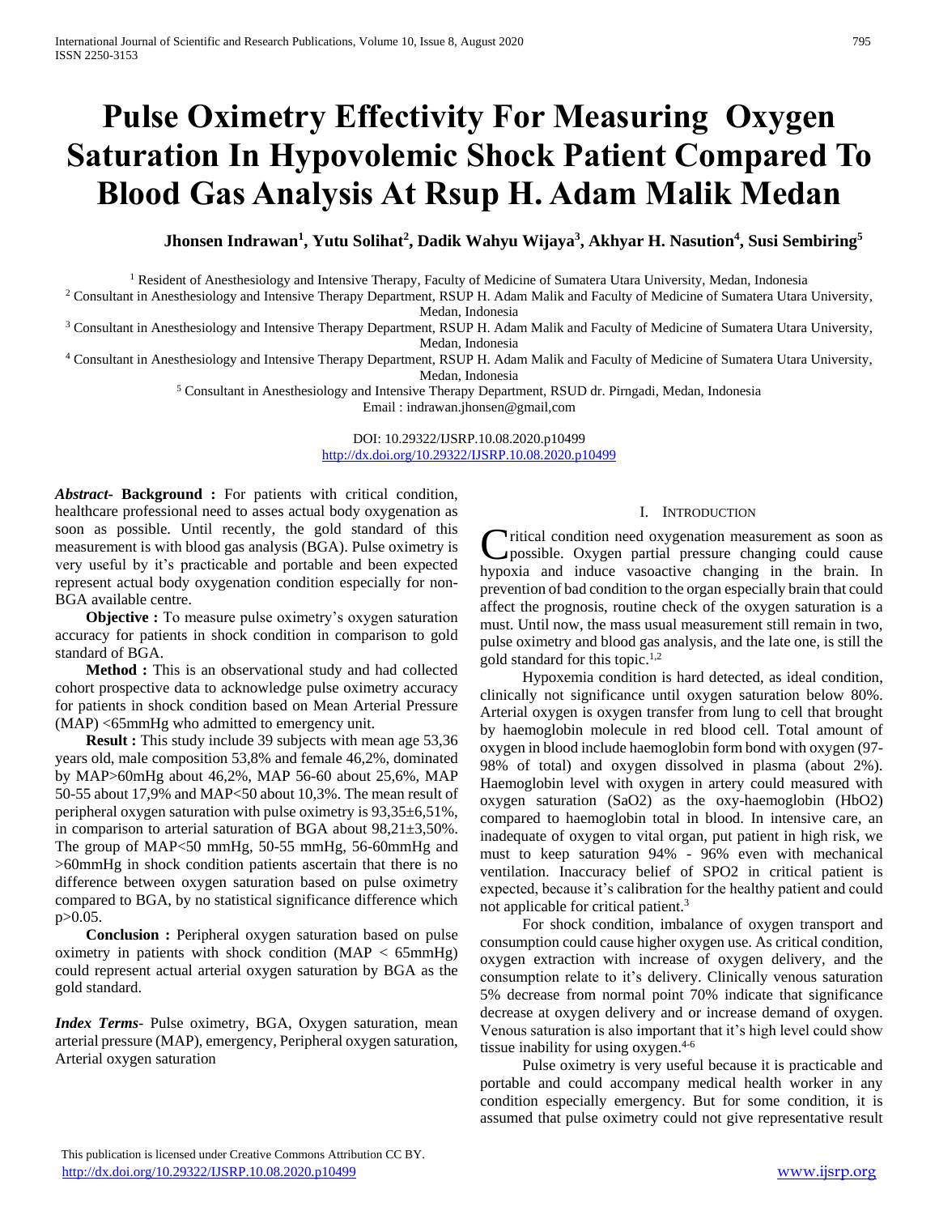# Pulse Oximetry Effectivity For Measuring Oxygen Saturation In Hypovolemic Shock Patient Compared To Blood Gas Analysis At Rsup H. Adam Malik Medan

**Jhonsen Indrawan[1], Yutu Solihat[2], Dadik Wahyu Wijaya[3], Akhyar H. Nasution[4], Susi Sembiring[5]**

[1] Resident of Anesthesiology and Intensive Therapy, Faculty of Medicine of Sumatera Utara University, Medan, Indonesia
[2] Consultant in Anesthesiology and Intensive Therapy Department, RSUP H. Adam Malik and Faculty of Medicine of Sumatera Utara University, Medan, Indonesia
[3] Consultant in Anesthesiology and Intensive Therapy Department, RSUP H. Adam Malik and Faculty of Medicine of Sumatera Utara University, Medan, Indonesia
[4] Consultant in Anesthesiology and Intensive Therapy Department, RSUP H. Adam Malik and Faculty of Medicine of Sumatera Utara University, Medan, Indonesia
[5] Consultant in Anesthesiology and Intensive Therapy Department, RSUD dr. Pirngadi, Medan, Indonesia
Email : indrawan.jhonsen@gmail,com

DOI: 10.29322/IJSRP.10.08.2020.p10499
http://dx.doi.org/10.29322/IJSRP.10.08.2020.p10499

***Abstract*- Background :** For patients with critical condition, healthcare professional need to asses actual body oxygenation as soon as possible. Until recently, the gold standard of this measurement is with blood gas analysis (BGA). Pulse oximetry is very useful by it's practicable and portable and been expected represent actual body oxygenation condition especially for non-BGA available centre.

**Objective :** To measure pulse oximetry's oxygen saturation accuracy for patients in shock condition in comparison to gold standard of BGA.

**Method :** This is an observational study and had collected cohort prospective data to acknowledge pulse oximetry accuracy for patients in shock condition based on Mean Arterial Pressure (MAP) <65mmHg who admitted to emergency unit.

**Result :** This study include 39 subjects with mean age 53,36 years old, male composition 53,8% and female 46,2%, dominated by MAP>60mHg about 46,2%, MAP 56-60 about 25,6%, MAP 50-55 about 17,9% and MAP<50 about 10,3%. The mean result of peripheral oxygen saturation with pulse oximetry is 93,35±6,51%, in comparison to arterial saturation of BGA about 98,21±3,50%. The group of MAP<50 mmHg, 50-55 mmHg, 56-60mmHg and >60mmHg in shock condition patients ascertain that there is no difference between oxygen saturation based on pulse oximetry compared to BGA, by no statistical significance difference which p>0.05.

**Conclusion :** Peripheral oxygen saturation based on pulse oximetry in patients with shock condition (MAP < 65mmHg) could represent actual arterial oxygen saturation by BGA as the gold standard.

***Index Terms***- Pulse oximetry, BGA, Oxygen saturation, mean arterial pressure (MAP), emergency, Peripheral oxygen saturation, Arterial oxygen saturation

## I. Introduction

Critical condition need oxygenation measurement as soon as possible. Oxygen partial pressure changing could cause hypoxia and induce vasoactive changing in the brain. In prevention of bad condition to the organ especially brain that could affect the prognosis, routine check of the oxygen saturation is a must. Until now, the mass usual measurement still remain in two, pulse oximetry and blood gas analysis, and the late one, is still the gold standard for this topic.[1,2]

Hypoxemia condition is hard detected, as ideal condition, clinically not significance until oxygen saturation below 80%. Arterial oxygen is oxygen transfer from lung to cell that brought by haemoglobin molecule in red blood cell. Total amount of oxygen in blood include haemoglobin form bond with oxygen (97-98% of total) and oxygen dissolved in plasma (about 2%). Haemoglobin level with oxygen in artery could measured with oxygen saturation ($SaO_2$) as the oxy-haemoglobin ($HbO_2$) compared to haemoglobin total in blood. In intensive care, an inadequate of oxygen to vital organ, put patient in high risk, we must to keep saturation 94% - 96% even with mechanical ventilation. Inaccuracy belief of $SPO_2$ in critical patient is expected, because it's calibration for the healthy patient and could not applicable for critical patient.[3]

For shock condition, imbalance of oxygen transport and consumption could cause higher oxygen use. As critical condition, oxygen extraction with increase of oxygen delivery, and the consumption relate to it's delivery. Clinically venous saturation 5% decrease from normal point 70% indicate that significance decrease at oxygen delivery and or increase demand of oxygen. Venous saturation is also important that it's high level could show tissue inability for using oxygen.[4-6]

Pulse oximetry is very useful because it is practicable and portable and could accompany medical health worker in any condition especially emergency. But for some condition, it is assumed that pulse oximetry could not give representative result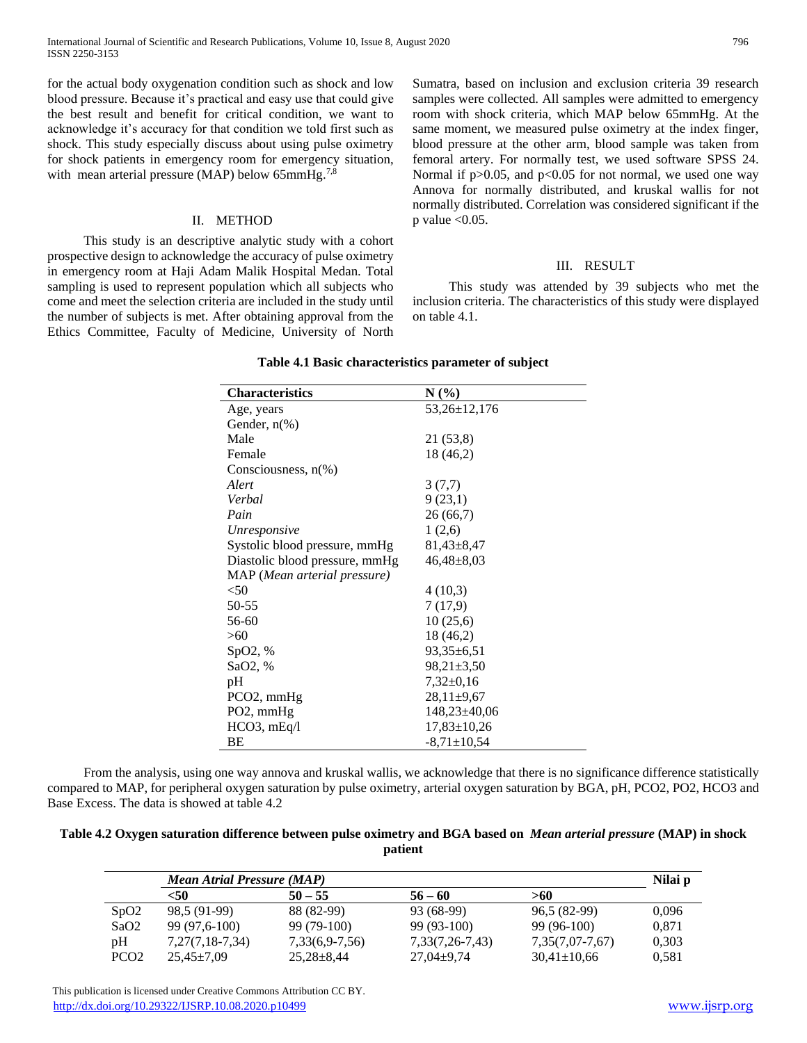for the actual body oxygenation condition such as shock and low blood pressure. Because it's practical and easy use that could give the best result and benefit for critical condition, we want to acknowledge it's accuracy for that condition we told first such as shock. This study especially discuss about using pulse oximetry for shock patients in emergency room for emergency situation, with mean arterial pressure (MAP) below 65mmHg.[7,8]

## II. METHOD

This study is an descriptive analytic study with a cohort prospective design to acknowledge the accuracy of pulse oximetry in emergency room at Haji Adam Malik Hospital Medan. Total sampling is used to represent population which all subjects who come and meet the selection criteria are included in the study until the number of subjects is met. After obtaining approval from the Ethics Committee, Faculty of Medicine, University of North Sumatra, based on inclusion and exclusion criteria 39 research samples were collected. All samples were admitted to emergency room with shock criteria, which MAP below 65mmHg. At the same moment, we measured pulse oximetry at the index finger, blood pressure at the other arm, blood sample was taken from femoral artery. For normally test, we used software SPSS 24. Normal if $p>0.05$, and $p<0.05$ for not normal, we used one way Annova for normally distributed, and kruskal wallis for not normally distributed. Correlation was considered significant if the p value $<0.05$.

## III. RESULT

This study was attended by 39 subjects who met the inclusion criteria. The characteristics of this study were displayed on table 4.1.

**Table 4.1 Basic characteristics parameter of subject**

| Characteristics | N (%) |
|---|---|
| Age, years | 53,26±12,176 |
| Gender, n(%) | |
| Male | 21 (53,8) |
| Female | 18 (46,2) |
| Consciousness, n(%) | |
| *Alert* | 3 (7,7) |
| *Verbal* | 9 (23,1) |
| *Pain* | 26 (66,7) |
| *Unresponsive* | 1 (2,6) |
| Systolic blood pressure, mmHg | 81,43±8,47 |
| Diastolic blood pressure, mmHg | 46,48±8,03 |
| MAP (*Mean arterial pressure)* | |
| <50 | 4 (10,3) |
| 50-55 | 7 (17,9) |
| 56-60 | 10 (25,6) |
| >60 | 18 (46,2) |
| $SpO_2$, % | 93,35±6,51 |
| $SaO_2$, % | 98,21±3,50 |
| pH | 7,32±0,16 |
| $PCO_2$, mmHg | 28,11±9,67 |
| $PO_2$, mmHg | 148,23±40,06 |
| $HCO_3$, mEq/l | 17,83±10,26 |
| BE | -8,71±10,54 |

From the analysis, using one way annova and kruskal wallis, we acknowledge that there is no significance difference statistically compared to MAP, for peripheral oxygen saturation by pulse oximetry, arterial oxygen saturation by BGA, pH, PCO2, PO2, HCO3 and Base Excess. The data is showed at table 4.2

**Table 4.2 Oxygen saturation difference between pulse oximetry and BGA based on *Mean arterial pressure* (MAP) in shock patient**

| | ***Mean Atrial Pressure (MAP)*** | | | | **Nilai p** |
|---|---|---|---|---|---|
| | **<50** | **50 – 55** | **56 – 60** | **>60** | |
| $SpO_2$ | 98,5 (91-99) | 88 (82-99) | 93 (68-99) | 96,5 (82-99) | 0,096 |
| $SaO_2$ | 99 (97,6-100) | 99 (79-100) | 99 (93-100) | 99 (96-100) | 0,871 |
| pH | 7,27(7,18-7,34) | 7,33(6,9-7,56) | 7,33(7,26-7,43) | 7,35(7,07-7,67) | 0,303 |
| $PCO_2$ | 25,45±7,09 | 25,28±8,44 | 27,04±9,74 | 30,41±10,66 | 0,581 |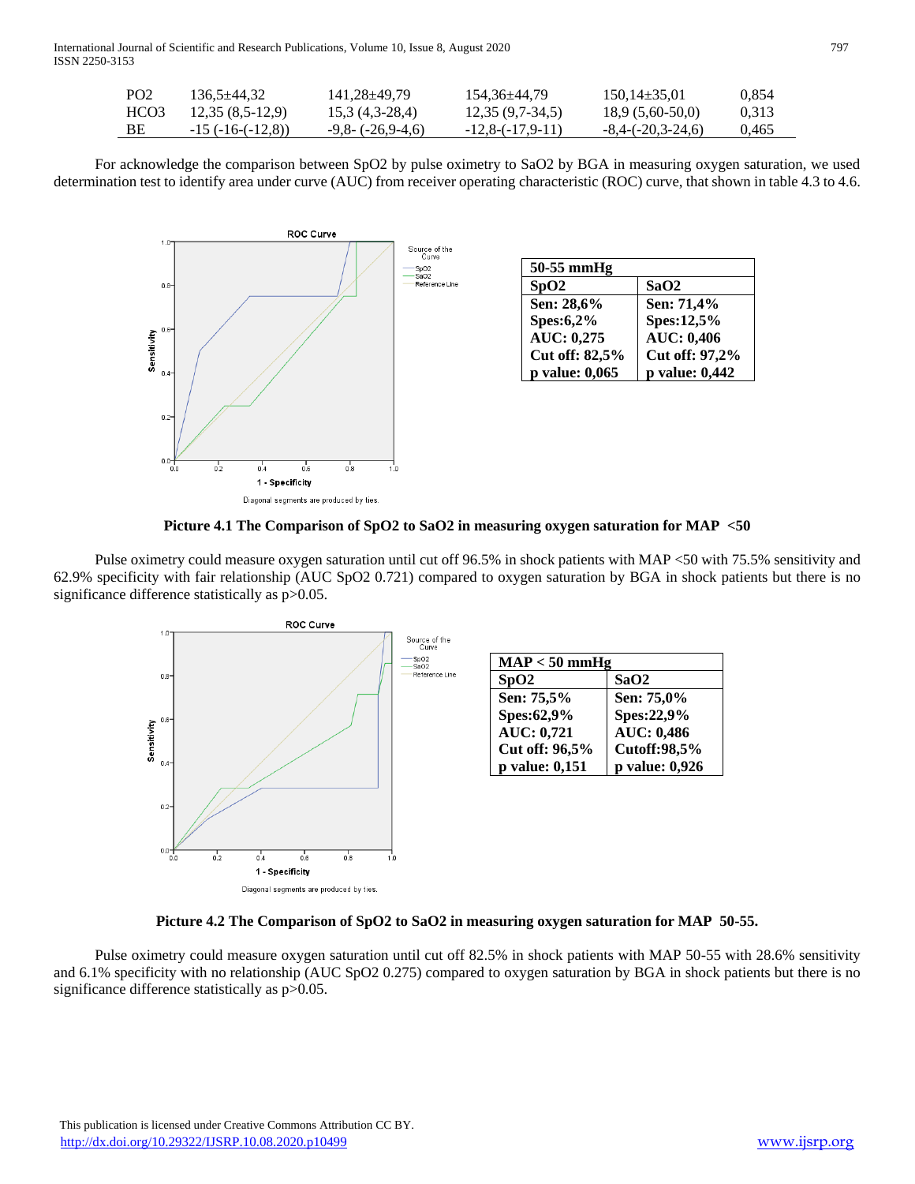| PO2 | 136,5±44,32 | 141,28±49,79 | 154,36±44,79 | 150,14±35,01 | 0,854 |
|---|---|---|---|---|---|
| HCO3 | 12,35 (8,5-12,9) | 15,3 (4,3-28,4) | 12,35 (9,7-34,5) | 18,9 (5,60-50,0) | 0,313 |
| BE | -15 (-16-(-12,8)) | -9,8- (-26,9-4,6) | -12,8-(-17,9-11) | -8,4-(-20,3-24,6) | 0,465 |

For acknowledge the comparison between SpO2 by pulse oximetry to SaO2 by BGA in measuring oxygen saturation, we used determination test to identify area under curve (AUC) from receiver operating characteristic (ROC) curve, that shown in table 4.3 to 4.6.

| 50-55 mmHg | |
|---|---|
| **SpO2** | **SaO2** |
| **Sen: 28,6%** | **Sen: 71,4%** |
| **Spes:6,2%** | **Spes:12,5%** |
| **AUC: 0,275** | **AUC: 0,406** |
| **Cut off: 82,5%** | **Cut off: 97,2%** |
| **p value: 0,065** | **p value: 0,442** |

**Picture 4.1 The Comparison of SpO2 to SaO2 in measuring oxygen saturation for MAP <50**

Pulse oximetry could measure oxygen saturation until cut off 96.5% in shock patients with MAP <50 with 75.5% sensitivity and 62.9% specificity with fair relationship (AUC SpO2 0.721) compared to oxygen saturation by BGA in shock patients but there is no significance difference statistically as p>0.05.

| MAP < 50 mmHg | |
|---|---|
| **SpO2** | **SaO2** |
| **Sen: 75,5%** | **Sen: 75,0%** |
| **Spes:62,9%** | **Spes:22,9%** |
| **AUC: 0,721** | **AUC: 0,486** |
| **Cut off: 96,5%** | **Cutoff:98,5%** |
| **p value: 0,151** | **p value: 0,926** |

**Picture 4.2 The Comparison of SpO2 to SaO2 in measuring oxygen saturation for MAP 50-55.**

Pulse oximetry could measure oxygen saturation until cut off 82.5% in shock patients with MAP 50-55 with 28.6% sensitivity and 6.1% specificity with no relationship (AUC SpO2 0.275) compared to oxygen saturation by BGA in shock patients but there is no significance difference statistically as p>0.05.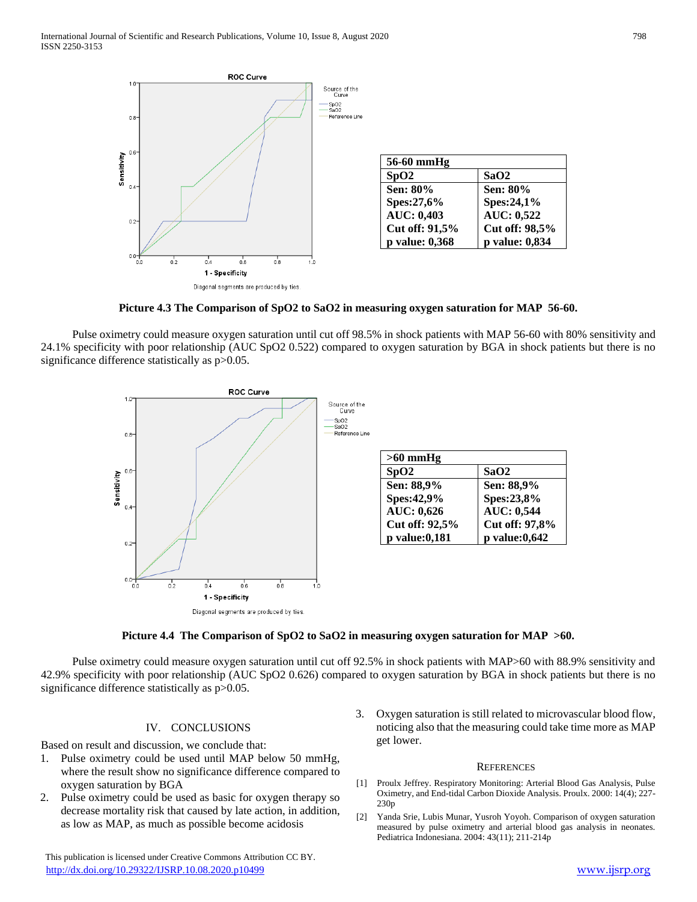| 56-60 mmHg | |
|---|---|
| SpO2 | SaO2 |
| Sen: 80% | Sen: 80% |
| Spes:27,6% | Spes:24,1% |
| AUC: 0,403 | AUC: 0,522 |
| Cut off: 91,5% | Cut off: 98,5% |
| p value: 0,368 | p value: 0,834 |

**Picture 4.3 The Comparison of SpO2 to SaO2 in measuring oxygen saturation for MAP 56-60.**

Pulse oximetry could measure oxygen saturation until cut off 98.5% in shock patients with MAP 56-60 with 80% sensitivity and 24.1% specificity with poor relationship (AUC SpO2 0.522) compared to oxygen saturation by BGA in shock patients but there is no significance difference statistically as p>0.05.

| >60 mmHg | |
|---|---|
| SpO2 | SaO2 |
| Sen: 88,9% | Sen: 88,9% |
| Spes:42,9% | Spes:23,8% |
| AUC: 0,626 | AUC: 0,544 |
| Cut off: 92,5% | Cut off: 97,8% |
| p value:0,181 | p value:0,642 |

**Picture 4.4 The Comparison of SpO2 to SaO2 in measuring oxygen saturation for MAP >60.**

Pulse oximetry could measure oxygen saturation until cut off 92.5% in shock patients with MAP>60 with 88.9% sensitivity and 42.9% specificity with poor relationship (AUC SpO2 0.626) compared to oxygen saturation by BGA in shock patients but there is no significance difference statistically as p>0.05.

## IV. CONCLUSIONS

Based on result and discussion, we conclude that:

1. Pulse oximetry could be used until MAP below 50 mmHg, where the result show no significance difference compared to oxygen saturation by BGA
2. Pulse oximetry could be used as basic for oxygen therapy so decrease mortality risk that caused by late action, in addition, as low as MAP, as much as possible become acidosis
3. Oxygen saturation is still related to microvascular blood flow, noticing also that the measuring could take time more as MAP get lower.

## REFERENCES

[1] Proulx Jeffrey. Respiratory Monitoring: Arterial Blood Gas Analysis, Pulse Oximetry, and End-tidal Carbon Dioxide Analysis. Proulx. 2000: 14(4); 227-230p

[2] Yanda Srie, Lubis Munar, Yusroh Yoyoh. Comparison of oxygen saturation measured by pulse oximetry and arterial blood gas analysis in neonates. Pediatrica Indonesiana. 2004: 43(11); 211-214p

This publication is licensed under Creative Commons Attribution CC BY.
http://dx.doi.org/10.29322/IJSRP.10.08.2020.p10499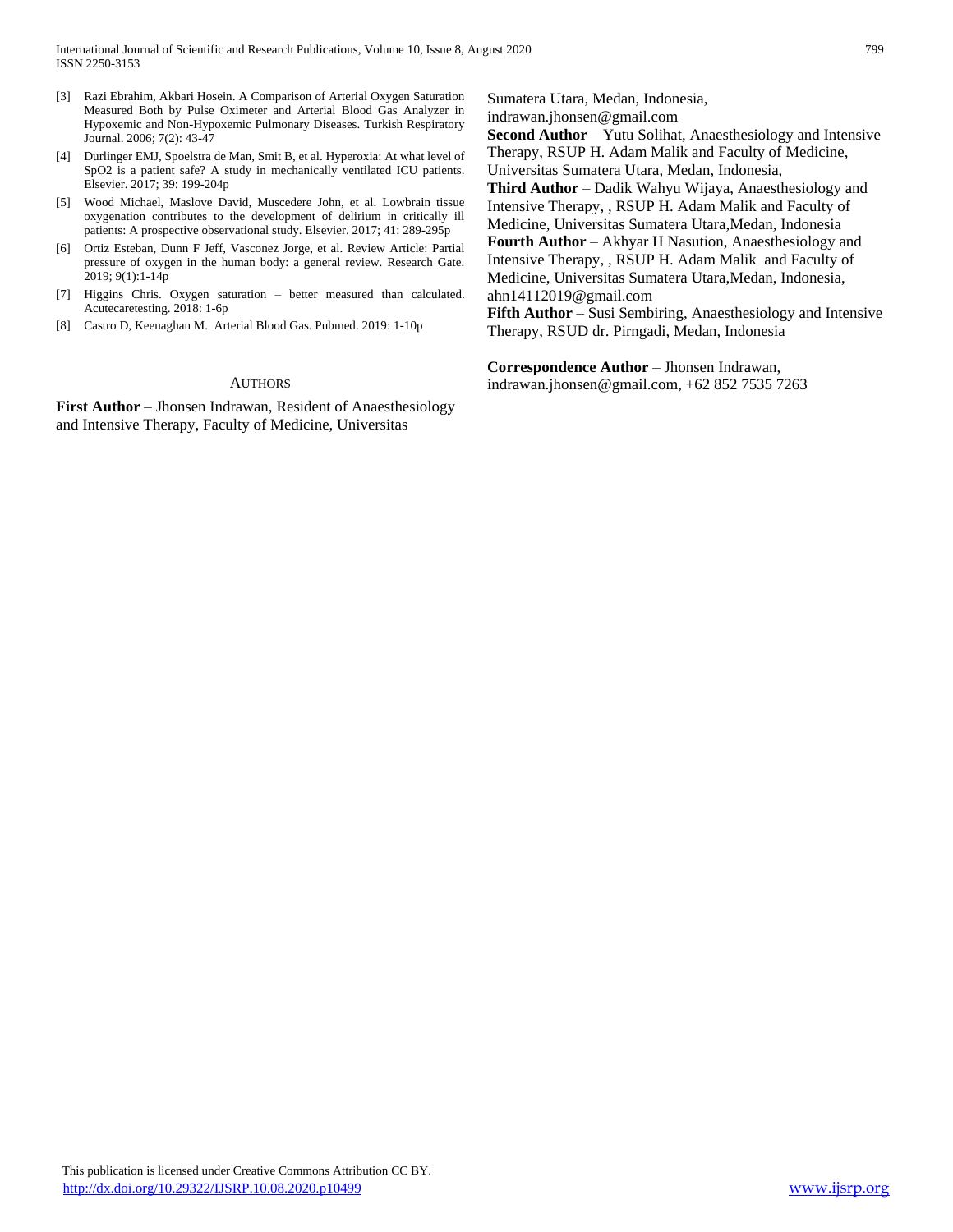[3] Razi Ebrahim, Akbari Hosein. A Comparison of Arterial Oxygen Saturation Measured Both by Pulse Oximeter and Arterial Blood Gas Analyzer in Hypoxemic and Non-Hypoxemic Pulmonary Diseases. Turkish Respiratory Journal. 2006; 7(2): 43-47

[4] Durlinger EMJ, Spoelstra de Man, Smit B, et al. Hyperoxia: At what level of SpO2 is a patient safe? A study in mechanically ventilated ICU patients. Elsevier. 2017; 39: 199-204p

[5] Wood Michael, Maslove David, Muscedere John, et al. Lowbrain tissue oxygenation contributes to the development of delirium in critically ill patients: A prospective observational study. Elsevier. 2017; 41: 289-295p

[6] Ortiz Esteban, Dunn F Jeff, Vasconez Jorge, et al. Review Article: Partial pressure of oxygen in the human body: a general review. Research Gate. 2019; 9(1):1-14p

[7] Higgins Chris. Oxygen saturation – better measured than calculated. Acutecaretesting. 2018: 1-6p

[8] Castro D, Keenaghan M. Arterial Blood Gas. Pubmed. 2019: 1-10p

## AUTHORS

**First Author** – Jhonsen Indrawan, Resident of Anaesthesiology and Intensive Therapy, Faculty of Medicine, Universitas Sumatera Utara, Medan, Indonesia, indrawan.jhonsen@gmail.com

**Second Author** – Yutu Solihat, Anaesthesiology and Intensive Therapy, RSUP H. Adam Malik and Faculty of Medicine, Universitas Sumatera Utara, Medan, Indonesia,

**Third Author** – Dadik Wahyu Wijaya, Anaesthesiology and Intensive Therapy, , RSUP H. Adam Malik and Faculty of Medicine, Universitas Sumatera Utara,Medan, Indonesia

**Fourth Author** – Akhyar H Nasution, Anaesthesiology and Intensive Therapy, , RSUP H. Adam Malik and Faculty of Medicine, Universitas Sumatera Utara,Medan, Indonesia, ahn14112019@gmail.com

**Fifth Author** – Susi Sembiring, Anaesthesiology and Intensive Therapy, RSUD dr. Pirngadi, Medan, Indonesia

**Correspondence Author** – Jhonsen Indrawan, indrawan.jhonsen@gmail.com, +62 852 7535 7263